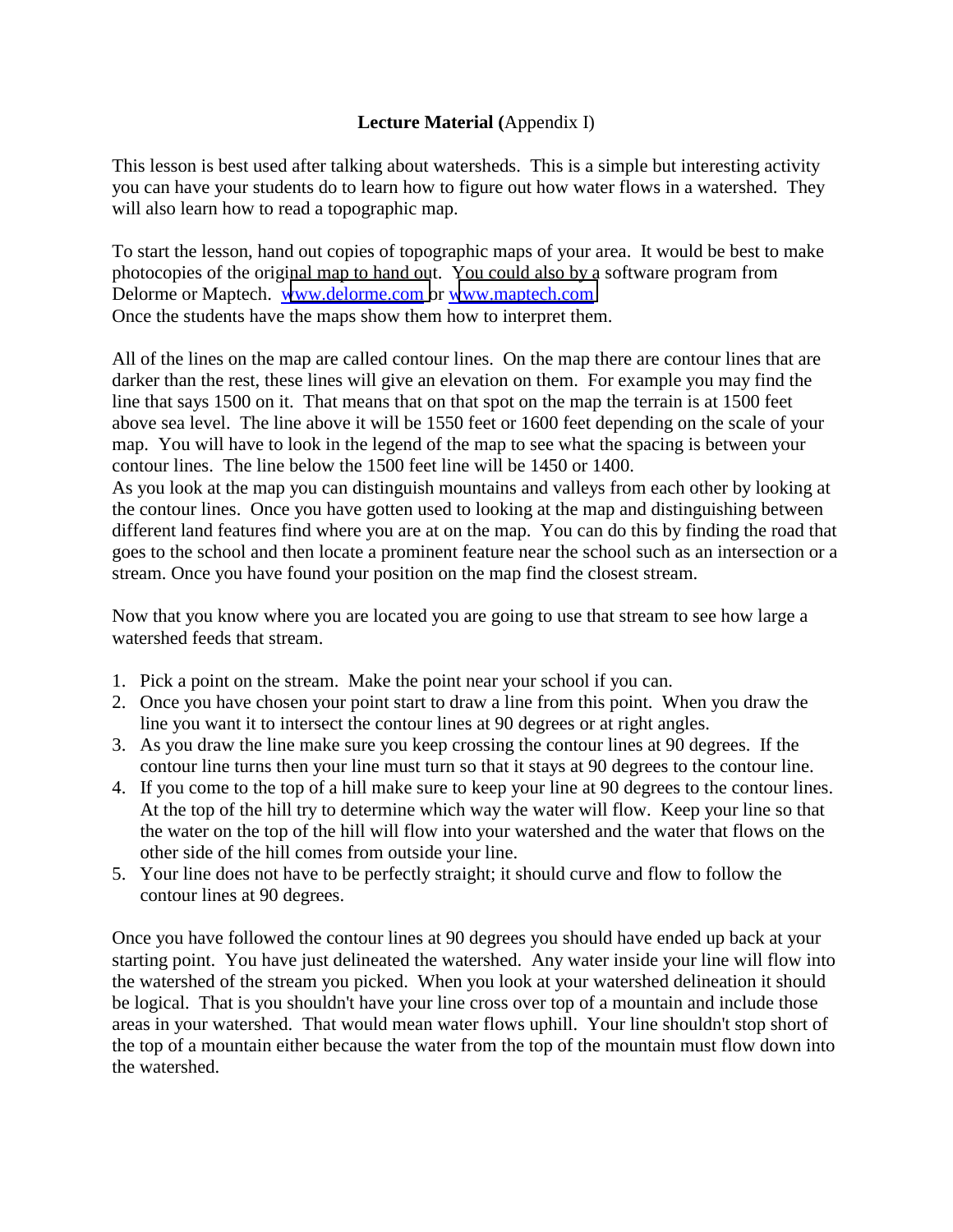**Lecture Material (**Appendix I)

This lesson is best used after talking about watersheds. This is a simple but interesting activity you can have your students do to learn how to figure out how water flows in a watershed. They will also learn how to read a topographic map.

To start the lesson, hand out copies of topographic maps of your area. It would be best to make photocopies of the original map to hand out. You could also by a software program from Delorme or Maptech. www.delorme.com or www.maptech.com
Once the students have the maps show them how to interpret them.

All of the lines on the map are called contour lines. On the map there are contour lines that are darker than the rest, these lines will give an elevation on them. For example you may find the line that says 1500 on it. That means that on that spot on the map the terrain is at 1500 feet above sea level. The line above it will be 1550 feet or 1600 feet depending on the scale of your map. You will have to look in the legend of the map to see what the spacing is between your contour lines. The line below the 1500 feet line will be 1450 or 1400.
As you look at the map you can distinguish mountains and valleys from each other by looking at the contour lines. Once you have gotten used to looking at the map and distinguishing between different land features find where you are at on the map. You can do this by finding the road that goes to the school and then locate a prominent feature near the school such as an intersection or a stream. Once you have found your position on the map find the closest stream.

Now that you know where you are located you are going to use that stream to see how large a watershed feeds that stream.

1. Pick a point on the stream. Make the point near your school if you can.
2. Once you have chosen your point start to draw a line from this point. When you draw the line you want it to intersect the contour lines at 90 degrees or at right angles.
3. As you draw the line make sure you keep crossing the contour lines at 90 degrees. If the contour line turns then your line must turn so that it stays at 90 degrees to the contour line.
4. If you come to the top of a hill make sure to keep your line at 90 degrees to the contour lines. At the top of the hill try to determine which way the water will flow. Keep your line so that the water on the top of the hill will flow into your watershed and the water that flows on the other side of the hill comes from outside your line.
5. Your line does not have to be perfectly straight; it should curve and flow to follow the contour lines at 90 degrees.

Once you have followed the contour lines at 90 degrees you should have ended up back at your starting point. You have just delineated the watershed. Any water inside your line will flow into the watershed of the stream you picked. When you look at your watershed delineation it should be logical. That is you shouldn't have your line cross over top of a mountain and include those areas in your watershed. That would mean water flows uphill. Your line shouldn't stop short of the top of a mountain either because the water from the top of the mountain must flow down into the watershed.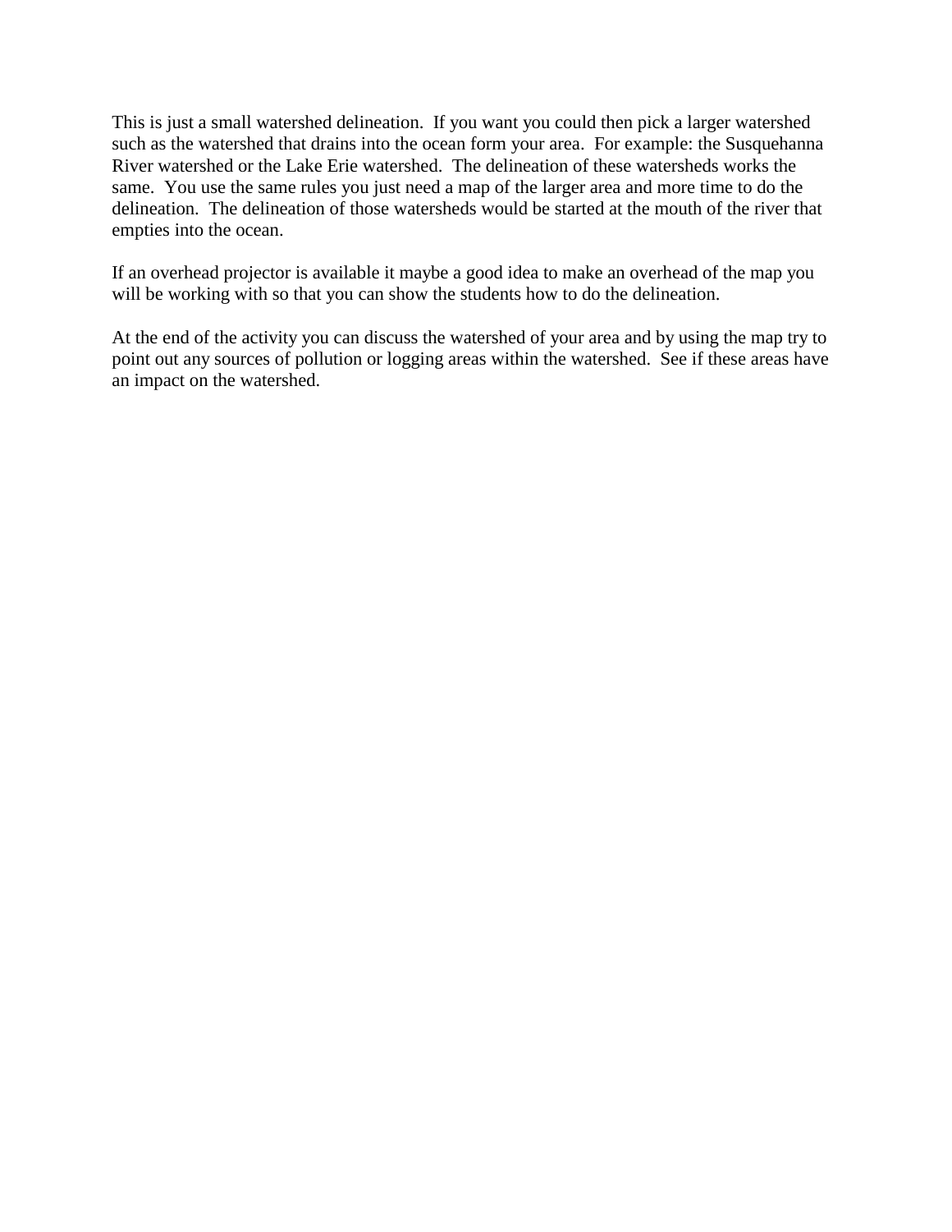This is just a small watershed delineation. If you want you could then pick a larger watershed such as the watershed that drains into the ocean form your area. For example: the Susquehanna River watershed or the Lake Erie watershed. The delineation of these watersheds works the same. You use the same rules you just need a map of the larger area and more time to do the delineation. The delineation of those watersheds would be started at the mouth of the river that empties into the ocean.

If an overhead projector is available it maybe a good idea to make an overhead of the map you will be working with so that you can show the students how to do the delineation.

At the end of the activity you can discuss the watershed of your area and by using the map try to point out any sources of pollution or logging areas within the watershed. See if these areas have an impact on the watershed.